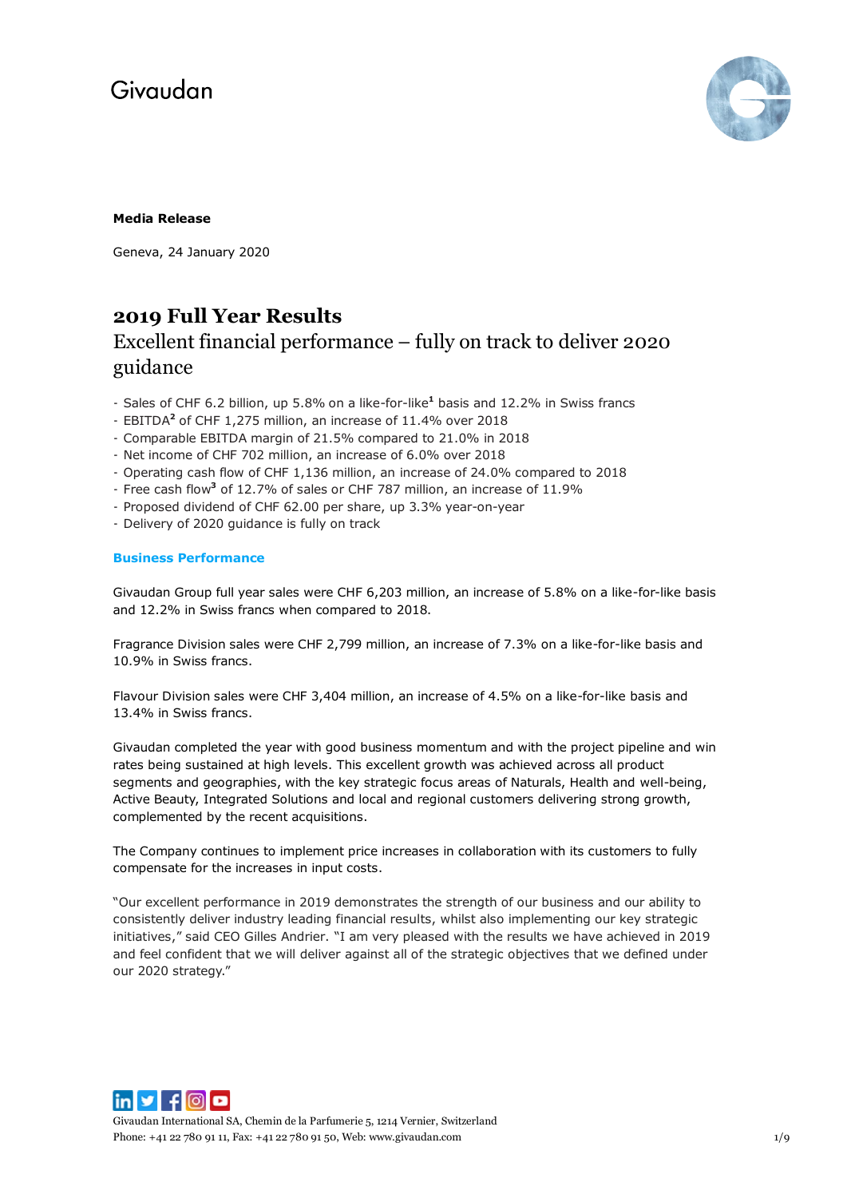Givaudan

**Media Release**

Geneva, 24 January 2020

# 2019 Full Year Results

## Excellent financial performance – fully on track to deliver 2020 guidance

- Sales of CHF 6.2 billion, up 5.8% on a like-for-like[1] basis and 12.2% in Swiss francs
- EBITDA[2] of CHF 1,275 million, an increase of 11.4% over 2018
- Comparable EBITDA margin of 21.5% compared to 21.0% in 2018
- Net income of CHF 702 million, an increase of 6.0% over 2018
- Operating cash flow of CHF 1,136 million, an increase of 24.0% compared to 2018
- Free cash flow[3] of 12.7% of sales or CHF 787 million, an increase of 11.9%
- Proposed dividend of CHF 62.00 per share, up 3.3% year-on-year
- Delivery of 2020 guidance is fully on track

### Business Performance

Givaudan Group full year sales were CHF 6,203 million, an increase of 5.8% on a like-for-like basis and 12.2% in Swiss francs when compared to 2018.

Fragrance Division sales were CHF 2,799 million, an increase of 7.3% on a like-for-like basis and 10.9% in Swiss francs.

Flavour Division sales were CHF 3,404 million, an increase of 4.5% on a like-for-like basis and 13.4% in Swiss francs.

Givaudan completed the year with good business momentum and with the project pipeline and win rates being sustained at high levels. This excellent growth was achieved across all product segments and geographies, with the key strategic focus areas of Naturals, Health and well-being, Active Beauty, Integrated Solutions and local and regional customers delivering strong growth, complemented by the recent acquisitions.

The Company continues to implement price increases in collaboration with its customers to fully compensate for the increases in input costs.

"Our excellent performance in 2019 demonstrates the strength of our business and our ability to consistently deliver industry leading financial results, whilst also implementing our key strategic initiatives," said CEO Gilles Andrier. "I am very pleased with the results we have achieved in 2019 and feel confident that we will deliver against all of the strategic objectives that we defined under our 2020 strategy."

Givaudan International SA, Chemin de la Parfumerie 5, 1214 Vernier, Switzerland
Phone: +41 22 780 91 11, Fax: +41 22 780 91 50, Web: www.givaudan.com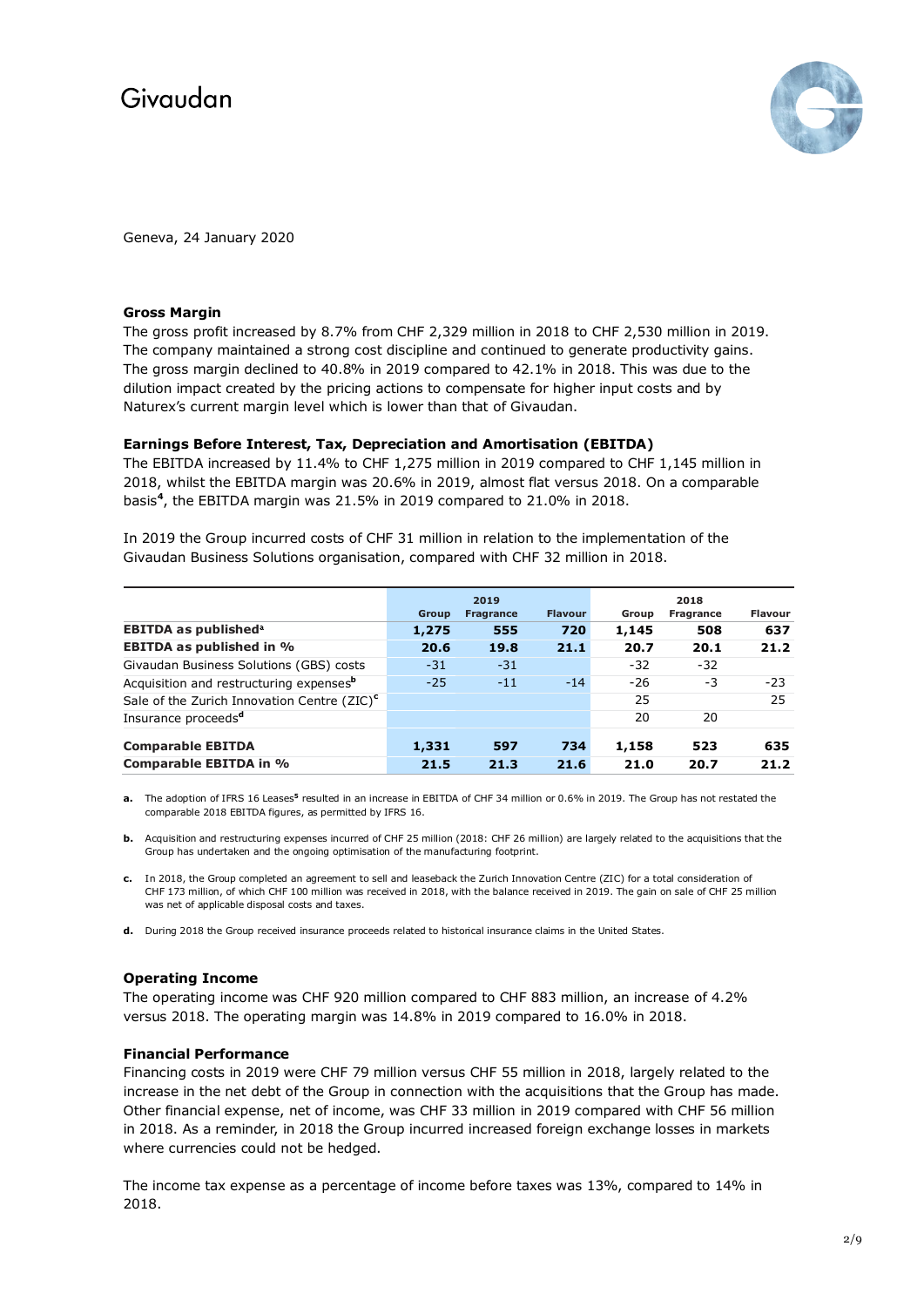Geneva, 24 January 2020

### Gross Margin

The gross profit increased by 8.7% from CHF 2,329 million in 2018 to CHF 2,530 million in 2019. The company maintained a strong cost discipline and continued to generate productivity gains. The gross margin declined to 40.8% in 2019 compared to 42.1% in 2018. This was due to the dilution impact created by the pricing actions to compensate for higher input costs and by Naturex's current margin level which is lower than that of Givaudan.

### Earnings Before Interest, Tax, Depreciation and Amortisation (EBITDA)

The EBITDA increased by 11.4% to CHF 1,275 million in 2019 compared to CHF 1,145 million in 2018, whilst the EBITDA margin was 20.6% in 2019, almost flat versus 2018. On a comparable basis[4], the EBITDA margin was 21.5% in 2019 compared to 21.0% in 2018.

In 2019 the Group incurred costs of CHF 31 million in relation to the implementation of the Givaudan Business Solutions organisation, compared with CHF 32 million in 2018.

| | 2019 | | | 2018 | | |
|---|---|---|---|---|---|---|
| | Group | Fragrance | Flavour | Group | Fragrance | Flavour |
| **EBITDA as published[a]** | **1,275** | **555** | **720** | **1,145** | **508** | **637** |
| **EBITDA as published in %** | **20.6** | **19.8** | **21.1** | **20.7** | **20.1** | **21.2** |
| Givaudan Business Solutions (GBS) costs | -31 | -31 | | -32 | -32 | |
| Acquisition and restructuring expenses[b] | -25 | -11 | -14 | -26 | -3 | -23 |
| Sale of the Zurich Innovation Centre (ZIC)[c] | | | | 25 | | 25 |
| Insurance proceeds[d] | | | | 20 | 20 | |
| **Comparable EBITDA** | **1,331** | **597** | **734** | **1,158** | **523** | **635** |
| **Comparable EBITDA in %** | **21.5** | **21.3** | **21.6** | **21.0** | **20.7** | **21.2** |

**a.** The adoption of IFRS 16 Leases[5] resulted in an increase in EBITDA of CHF 34 million or 0.6% in 2019. The Group has not restated the comparable 2018 EBITDA figures, as permitted by IFRS 16.

**b.** Acquisition and restructuring expenses incurred of CHF 25 million (2018: CHF 26 million) are largely related to the acquisitions that the Group has undertaken and the ongoing optimisation of the manufacturing footprint.

**c.** In 2018, the Group completed an agreement to sell and leaseback the Zurich Innovation Centre (ZIC) for a total consideration of CHF 173 million, of which CHF 100 million was received in 2018, with the balance received in 2019. The gain on sale of CHF 25 million was net of applicable disposal costs and taxes.

**d.** During 2018 the Group received insurance proceeds related to historical insurance claims in the United States.

### Operating Income

The operating income was CHF 920 million compared to CHF 883 million, an increase of 4.2% versus 2018. The operating margin was 14.8% in 2019 compared to 16.0% in 2018.

### Financial Performance

Financing costs in 2019 were CHF 79 million versus CHF 55 million in 2018, largely related to the increase in the net debt of the Group in connection with the acquisitions that the Group has made. Other financial expense, net of income, was CHF 33 million in 2019 compared with CHF 56 million in 2018. As a reminder, in 2018 the Group incurred increased foreign exchange losses in markets where currencies could not be hedged.

The income tax expense as a percentage of income before taxes was 13%, compared to 14% in 2018.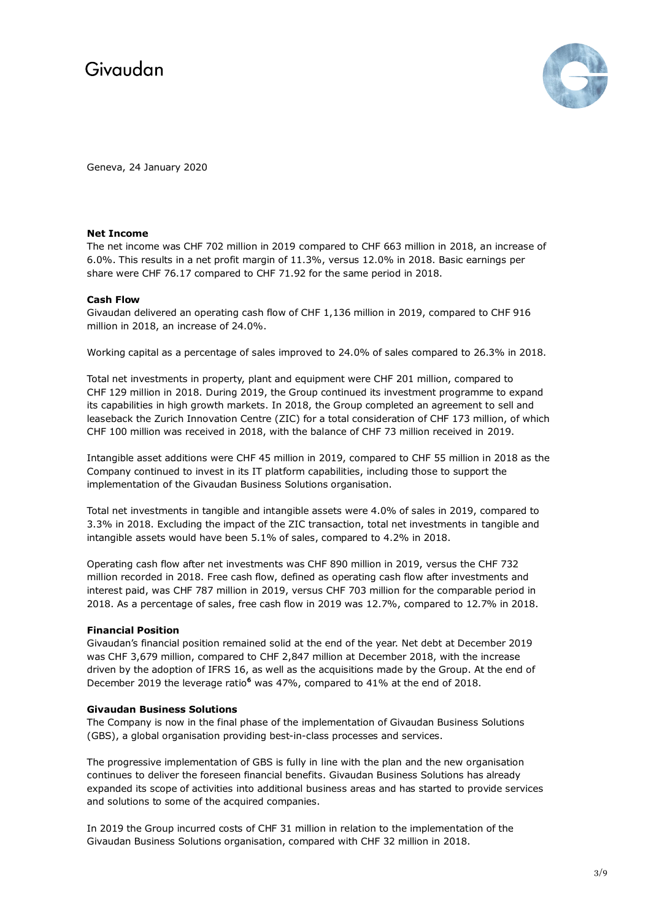Geneva, 24 January 2020

**Net Income**

The net income was CHF 702 million in 2019 compared to CHF 663 million in 2018, an increase of 6.0%. This results in a net profit margin of 11.3%, versus 12.0% in 2018. Basic earnings per share were CHF 76.17 compared to CHF 71.92 for the same period in 2018.

**Cash Flow**

Givaudan delivered an operating cash flow of CHF 1,136 million in 2019, compared to CHF 916 million in 2018, an increase of 24.0%.

Working capital as a percentage of sales improved to 24.0% of sales compared to 26.3% in 2018.

Total net investments in property, plant and equipment were CHF 201 million, compared to CHF 129 million in 2018. During 2019, the Group continued its investment programme to expand its capabilities in high growth markets. In 2018, the Group completed an agreement to sell and leaseback the Zurich Innovation Centre (ZIC) for a total consideration of CHF 173 million, of which CHF 100 million was received in 2018, with the balance of CHF 73 million received in 2019.

Intangible asset additions were CHF 45 million in 2019, compared to CHF 55 million in 2018 as the Company continued to invest in its IT platform capabilities, including those to support the implementation of the Givaudan Business Solutions organisation.

Total net investments in tangible and intangible assets were 4.0% of sales in 2019, compared to 3.3% in 2018. Excluding the impact of the ZIC transaction, total net investments in tangible and intangible assets would have been 5.1% of sales, compared to 4.2% in 2018.

Operating cash flow after net investments was CHF 890 million in 2019, versus the CHF 732 million recorded in 2018. Free cash flow, defined as operating cash flow after investments and interest paid, was CHF 787 million in 2019, versus CHF 703 million for the comparable period in 2018. As a percentage of sales, free cash flow in 2019 was 12.7%, compared to 12.7% in 2018.

**Financial Position**

Givaudan's financial position remained solid at the end of the year. Net debt at December 2019 was CHF 3,679 million, compared to CHF 2,847 million at December 2018, with the increase driven by the adoption of IFRS 16, as well as the acquisitions made by the Group. At the end of December 2019 the leverage ratio[6] was 47%, compared to 41% at the end of 2018.

**Givaudan Business Solutions**

The Company is now in the final phase of the implementation of Givaudan Business Solutions (GBS), a global organisation providing best-in-class processes and services.

The progressive implementation of GBS is fully in line with the plan and the new organisation continues to deliver the foreseen financial benefits. Givaudan Business Solutions has already expanded its scope of activities into additional business areas and has started to provide services and solutions to some of the acquired companies.

In 2019 the Group incurred costs of CHF 31 million in relation to the implementation of the Givaudan Business Solutions organisation, compared with CHF 32 million in 2018.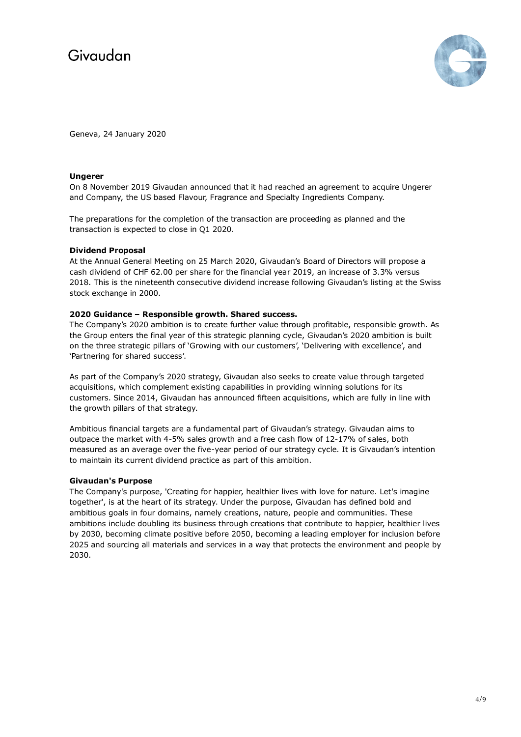Geneva, 24 January 2020

**Ungerer**

On 8 November 2019 Givaudan announced that it had reached an agreement to acquire Ungerer and Company, the US based Flavour, Fragrance and Specialty Ingredients Company.

The preparations for the completion of the transaction are proceeding as planned and the transaction is expected to close in Q1 2020.

**Dividend Proposal**

At the Annual General Meeting on 25 March 2020, Givaudan's Board of Directors will propose a cash dividend of CHF 62.00 per share for the financial year 2019, an increase of 3.3% versus 2018. This is the nineteenth consecutive dividend increase following Givaudan's listing at the Swiss stock exchange in 2000.

**2020 Guidance – Responsible growth. Shared success.**

The Company's 2020 ambition is to create further value through profitable, responsible growth. As the Group enters the final year of this strategic planning cycle, Givaudan's 2020 ambition is built on the three strategic pillars of 'Growing with our customers', 'Delivering with excellence', and 'Partnering for shared success'.

As part of the Company's 2020 strategy, Givaudan also seeks to create value through targeted acquisitions, which complement existing capabilities in providing winning solutions for its customers. Since 2014, Givaudan has announced fifteen acquisitions, which are fully in line with the growth pillars of that strategy.

Ambitious financial targets are a fundamental part of Givaudan's strategy. Givaudan aims to outpace the market with 4-5% sales growth and a free cash flow of 12-17% of sales, both measured as an average over the five-year period of our strategy cycle. It is Givaudan's intention to maintain its current dividend practice as part of this ambition.

**Givaudan's Purpose**

The Company's purpose, 'Creating for happier, healthier lives with love for nature. Let's imagine together', is at the heart of its strategy. Under the purpose, Givaudan has defined bold and ambitious goals in four domains, namely creations, nature, people and communities. These ambitions include doubling its business through creations that contribute to happier, healthier lives by 2030, becoming climate positive before 2050, becoming a leading employer for inclusion before 2025 and sourcing all materials and services in a way that protects the environment and people by 2030.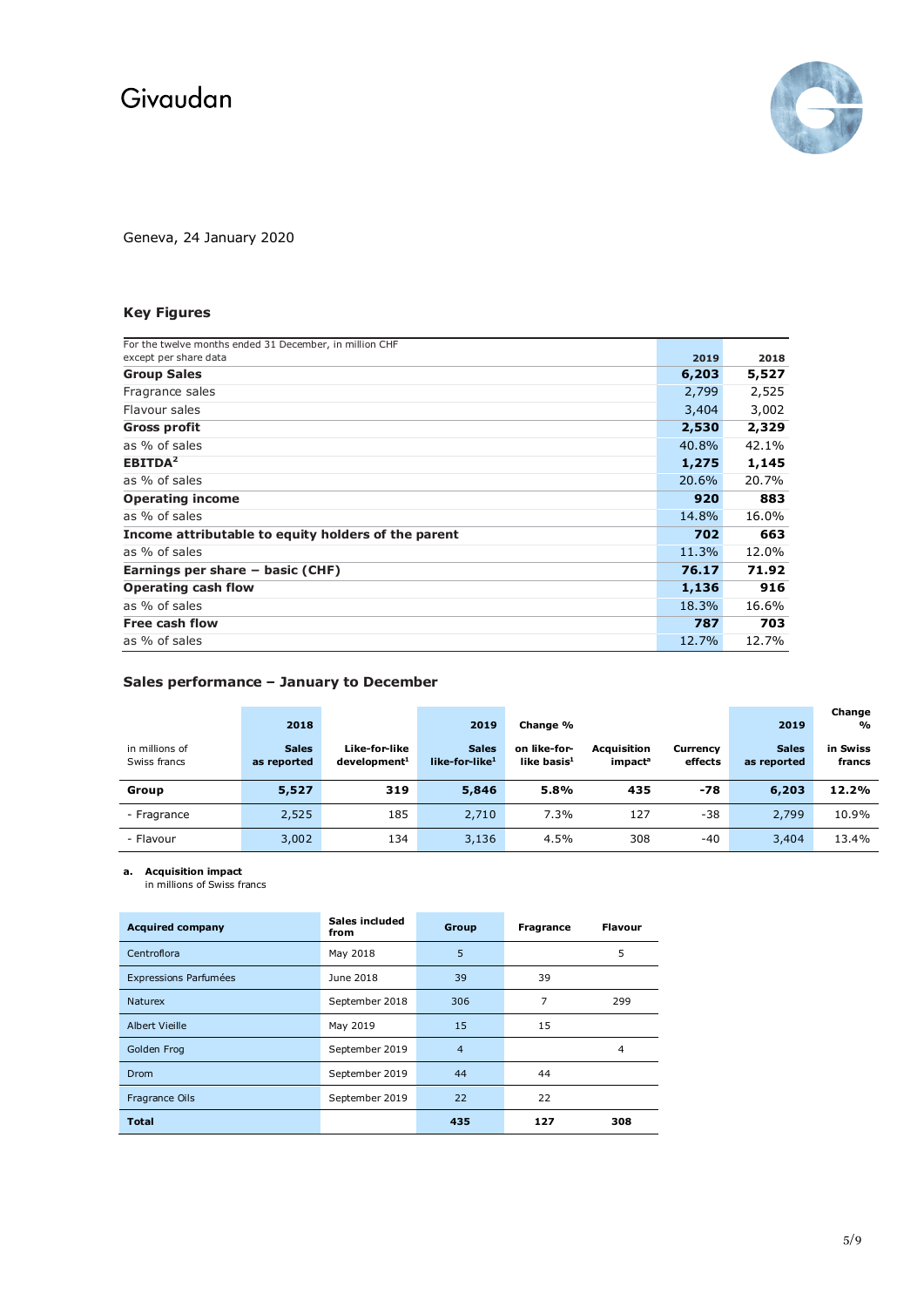Givaudan

Geneva, 24 January 2020

### Key Figures

| For the twelve months ended 31 December, in million CHF except per share data | 2019 | 2018 |
|---|---|---|
| **Group Sales** | **6,203** | **5,527** |
| Fragrance sales | 2,799 | 2,525 |
| Flavour sales | 3,404 | 3,002 |
| **Gross profit** | **2,530** | **2,329** |
| as % of sales | 40.8% | 42.1% |
| **EBITDA**[2] | **1,275** | **1,145** |
| as % of sales | 20.6% | 20.7% |
| **Operating income** | **920** | **883** |
| as % of sales | 14.8% | 16.0% |
| **Income attributable to equity holders of the parent** | **702** | **663** |
| as % of sales | 11.3% | 12.0% |
| **Earnings per share – basic (CHF)** | **76.17** | **71.92** |
| **Operating cash flow** | **1,136** | **916** |
| as % of sales | 18.3% | 16.6% |
| **Free cash flow** | **787** | **703** |
| as % of sales | 12.7% | 12.7% |

### Sales performance – January to December

| in millions of Swiss francs | 2018 Sales as reported | Like-for-like development[1] | 2019 Sales like-for-like[1] | Change % on like-for-like basis[1] | Acquisition impact[a] | Currency effects | 2019 Sales as reported | Change % in Swiss francs |
|---|---|---|---|---|---|---|---|---|
| **Group** | **5,527** | **319** | **5,846** | **5.8%** | **435** | **-78** | **6,203** | **12.2%** |
| - Fragrance | 2,525 | 185 | 2,710 | 7.3% | 127 | -38 | 2,799 | 10.9% |
| - Flavour | 3,002 | 134 | 3,136 | 4.5% | 308 | -40 | 3,404 | 13.4% |

**a. Acquisition impact**
in millions of Swiss francs

| Acquired company | Sales included from | Group | Fragrance | Flavour |
|---|---|---|---|---|
| Centroflora | May 2018 | 5 | | 5 |
| Expressions Parfumées | June 2018 | 39 | 39 | |
| Naturex | September 2018 | 306 | 7 | 299 |
| Albert Vieille | May 2019 | 15 | 15 | |
| Golden Frog | September 2019 | 4 | | 4 |
| Drom | September 2019 | 44 | 44 | |
| Fragrance Oils | September 2019 | 22 | 22 | |
| **Total** | | **435** | **127** | **308** |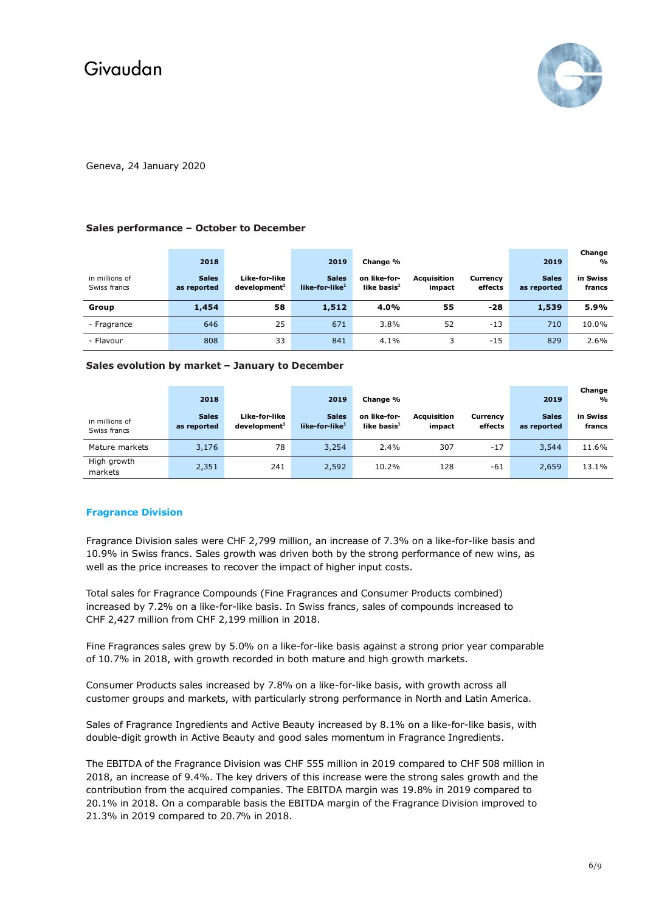Givaudan

Geneva, 24 January 2020

**Sales performance – October to December**

| in millions of Swiss francs | 2018 Sales as reported | Like-for-like development[1] | 2019 Sales like-for-like[1] | Change % on like-for-like basis[1] | Acquisition impact | Currency effects | 2019 Sales as reported | Change % in Swiss francs |
|---|---|---|---|---|---|---|---|---|
| **Group** | **1,454** | **58** | **1,512** | **4.0%** | **55** | **-28** | **1,539** | **5.9%** |
| - Fragrance | 646 | 25 | 671 | 3.8% | 52 | -13 | 710 | 10.0% |
| - Flavour | 808 | 33 | 841 | 4.1% | 3 | -15 | 829 | 2.6% |

**Sales evolution by market – January to December**

| in millions of Swiss francs | 2018 Sales as reported | Like-for-like development[1] | 2019 Sales like-for-like[1] | Change % on like-for-like basis[1] | Acquisition impact | Currency effects | 2019 Sales as reported | Change % in Swiss francs |
|---|---|---|---|---|---|---|---|---|
| Mature markets | 3,176 | 78 | 3,254 | 2.4% | 307 | -17 | 3,544 | 11.6% |
| High growth markets | 2,351 | 241 | 2,592 | 10.2% | 128 | -61 | 2,659 | 13.1% |

## Fragrance Division

Fragrance Division sales were CHF 2,799 million, an increase of 7.3% on a like-for-like basis and 10.9% in Swiss francs. Sales growth was driven both by the strong performance of new wins, as well as the price increases to recover the impact of higher input costs.

Total sales for Fragrance Compounds (Fine Fragrances and Consumer Products combined) increased by 7.2% on a like-for-like basis. In Swiss francs, sales of compounds increased to CHF 2,427 million from CHF 2,199 million in 2018.

Fine Fragrances sales grew by 5.0% on a like-for-like basis against a strong prior year comparable of 10.7% in 2018, with growth recorded in both mature and high growth markets.

Consumer Products sales increased by 7.8% on a like-for-like basis, with growth across all customer groups and markets, with particularly strong performance in North and Latin America.

Sales of Fragrance Ingredients and Active Beauty increased by 8.1% on a like-for-like basis, with double-digit growth in Active Beauty and good sales momentum in Fragrance Ingredients.

The EBITDA of the Fragrance Division was CHF 555 million in 2019 compared to CHF 508 million in 2018, an increase of 9.4%. The key drivers of this increase were the strong sales growth and the contribution from the acquired companies. The EBITDA margin was 19.8% in 2019 compared to 20.1% in 2018. On a comparable basis the EBITDA margin of the Fragrance Division improved to 21.3% in 2019 compared to 20.7% in 2018.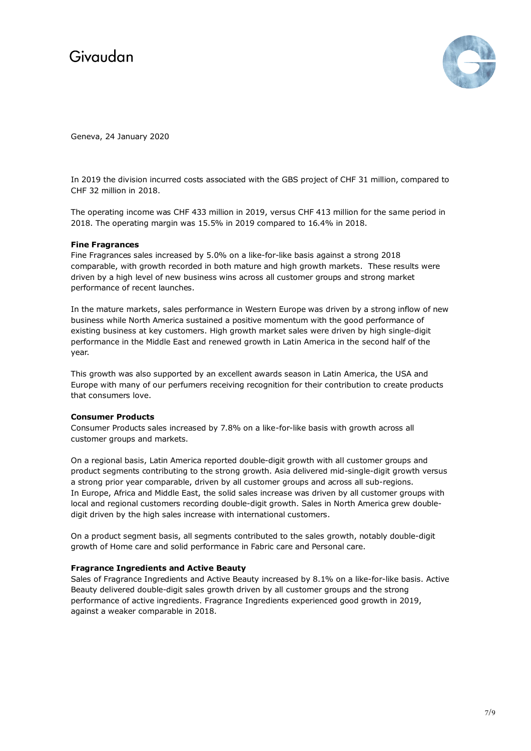Geneva, 24 January 2020

In 2019 the division incurred costs associated with the GBS project of CHF 31 million, compared to CHF 32 million in 2018.

The operating income was CHF 433 million in 2019, versus CHF 413 million for the same period in 2018. The operating margin was 15.5% in 2019 compared to 16.4% in 2018.

**Fine Fragrances**

Fine Fragrances sales increased by 5.0% on a like-for-like basis against a strong 2018 comparable, with growth recorded in both mature and high growth markets. These results were driven by a high level of new business wins across all customer groups and strong market performance of recent launches.

In the mature markets, sales performance in Western Europe was driven by a strong inflow of new business while North America sustained a positive momentum with the good performance of existing business at key customers. High growth market sales were driven by high single-digit performance in the Middle East and renewed growth in Latin America in the second half of the year.

This growth was also supported by an excellent awards season in Latin America, the USA and Europe with many of our perfumers receiving recognition for their contribution to create products that consumers love.

**Consumer Products**

Consumer Products sales increased by 7.8% on a like-for-like basis with growth across all customer groups and markets.

On a regional basis, Latin America reported double-digit growth with all customer groups and product segments contributing to the strong growth. Asia delivered mid-single-digit growth versus a strong prior year comparable, driven by all customer groups and across all sub-regions. In Europe, Africa and Middle East, the solid sales increase was driven by all customer groups with local and regional customers recording double-digit growth. Sales in North America grew double-digit driven by the high sales increase with international customers.

On a product segment basis, all segments contributed to the sales growth, notably double-digit growth of Home care and solid performance in Fabric care and Personal care.

**Fragrance Ingredients and Active Beauty**

Sales of Fragrance Ingredients and Active Beauty increased by 8.1% on a like-for-like basis. Active Beauty delivered double-digit sales growth driven by all customer groups and the strong performance of active ingredients. Fragrance Ingredients experienced good growth in 2019, against a weaker comparable in 2018.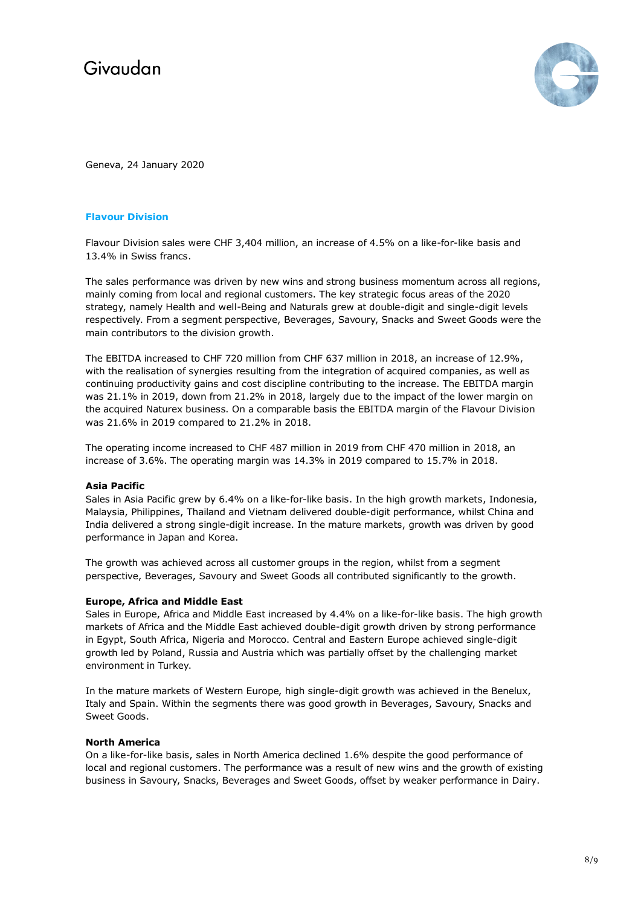Geneva, 24 January 2020

## Flavour Division

Flavour Division sales were CHF 3,404 million, an increase of 4.5% on a like-for-like basis and 13.4% in Swiss francs.

The sales performance was driven by new wins and strong business momentum across all regions, mainly coming from local and regional customers. The key strategic focus areas of the 2020 strategy, namely Health and well-Being and Naturals grew at double-digit and single-digit levels respectively. From a segment perspective, Beverages, Savoury, Snacks and Sweet Goods were the main contributors to the division growth.

The EBITDA increased to CHF 720 million from CHF 637 million in 2018, an increase of 12.9%, with the realisation of synergies resulting from the integration of acquired companies, as well as continuing productivity gains and cost discipline contributing to the increase. The EBITDA margin was 21.1% in 2019, down from 21.2% in 2018, largely due to the impact of the lower margin on the acquired Naturex business. On a comparable basis the EBITDA margin of the Flavour Division was 21.6% in 2019 compared to 21.2% in 2018.

The operating income increased to CHF 487 million in 2019 from CHF 470 million in 2018, an increase of 3.6%. The operating margin was 14.3% in 2019 compared to 15.7% in 2018.

**Asia Pacific**

Sales in Asia Pacific grew by 6.4% on a like-for-like basis. In the high growth markets, Indonesia, Malaysia, Philippines, Thailand and Vietnam delivered double-digit performance, whilst China and India delivered a strong single-digit increase. In the mature markets, growth was driven by good performance in Japan and Korea.

The growth was achieved across all customer groups in the region, whilst from a segment perspective, Beverages, Savoury and Sweet Goods all contributed significantly to the growth.

**Europe, Africa and Middle East**

Sales in Europe, Africa and Middle East increased by 4.4% on a like-for-like basis. The high growth markets of Africa and the Middle East achieved double-digit growth driven by strong performance in Egypt, South Africa, Nigeria and Morocco. Central and Eastern Europe achieved single-digit growth led by Poland, Russia and Austria which was partially offset by the challenging market environment in Turkey.

In the mature markets of Western Europe, high single-digit growth was achieved in the Benelux, Italy and Spain. Within the segments there was good growth in Beverages, Savoury, Snacks and Sweet Goods.

**North America**

On a like-for-like basis, sales in North America declined 1.6% despite the good performance of local and regional customers. The performance was a result of new wins and the growth of existing business in Savoury, Snacks, Beverages and Sweet Goods, offset by weaker performance in Dairy.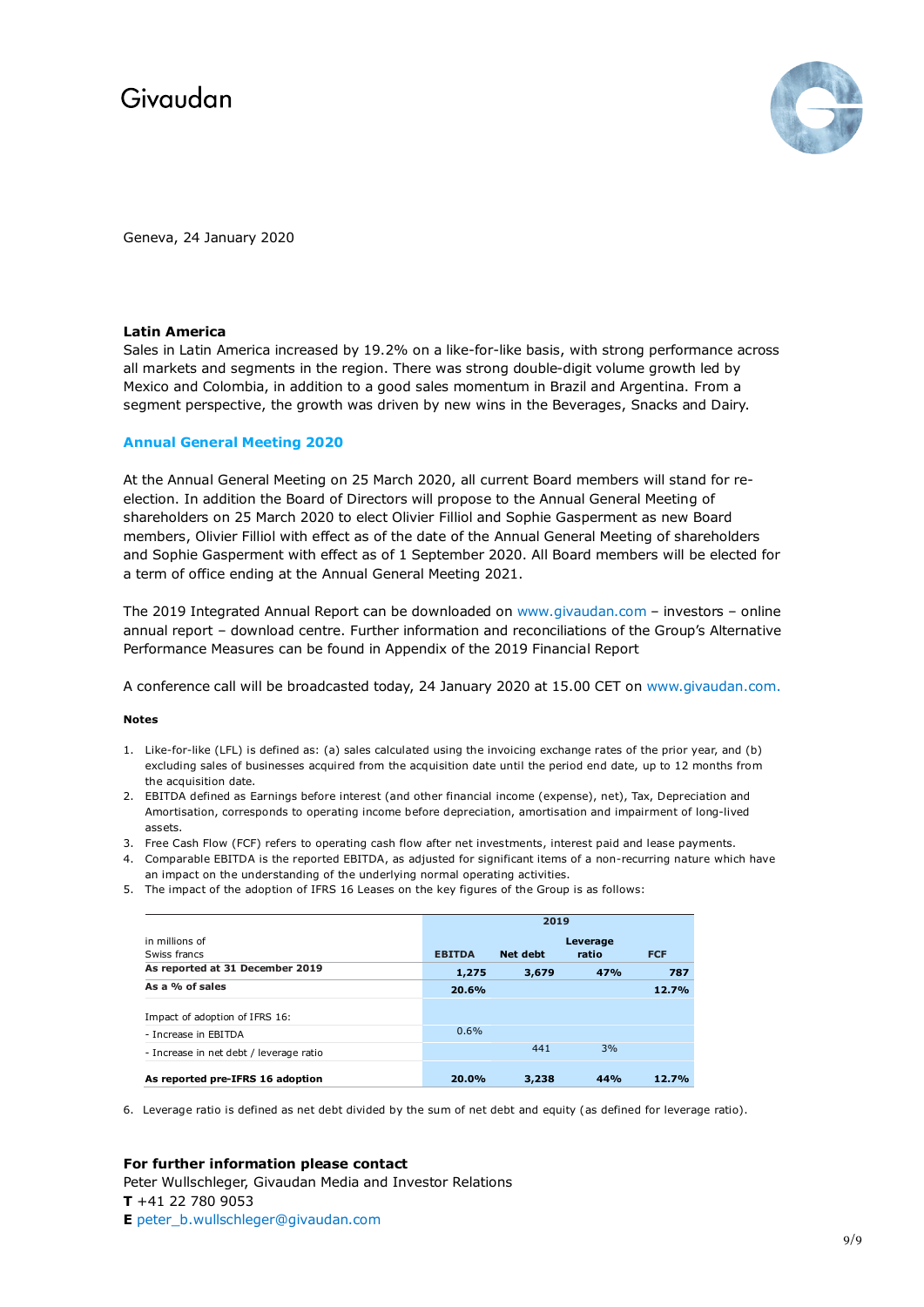Givaudan

Geneva, 24 January 2020

**Latin America**
Sales in Latin America increased by 19.2% on a like-for-like basis, with strong performance across all markets and segments in the region. There was strong double-digit volume growth led by Mexico and Colombia, in addition to a good sales momentum in Brazil and Argentina. From a segment perspective, the growth was driven by new wins in the Beverages, Snacks and Dairy.

## Annual General Meeting 2020

At the Annual General Meeting on 25 March 2020, all current Board members will stand for re-election. In addition the Board of Directors will propose to the Annual General Meeting of shareholders on 25 March 2020 to elect Olivier Filliol and Sophie Gasperment as new Board members, Olivier Filliol with effect as of the date of the Annual General Meeting of shareholders and Sophie Gasperment with effect as of 1 September 2020. All Board members will be elected for a term of office ending at the Annual General Meeting 2021.

The 2019 Integrated Annual Report can be downloaded on www.givaudan.com – investors – online annual report – download centre. Further information and reconciliations of the Group's Alternative Performance Measures can be found in Appendix of the 2019 Financial Report

A conference call will be broadcasted today, 24 January 2020 at 15.00 CET on www.givaudan.com.

**Notes**

1. Like-for-like (LFL) is defined as: (a) sales calculated using the invoicing exchange rates of the prior year, and (b) excluding sales of businesses acquired from the acquisition date until the period end date, up to 12 months from the acquisition date.
2. EBITDA defined as Earnings before interest (and other financial income (expense), net), Tax, Depreciation and Amortisation, corresponds to operating income before depreciation, amortisation and impairment of long-lived assets.
3. Free Cash Flow (FCF) refers to operating cash flow after net investments, interest paid and lease payments.
4. Comparable EBITDA is the reported EBITDA, as adjusted for significant items of a non-recurring nature which have an impact on the understanding of the underlying normal operating activities.
5. The impact of the adoption of IFRS 16 Leases on the key figures of the Group is as follows:

| | 2019 | | | |
|---|---|---|---|---|
| in millions of Swiss francs | **EBITDA** | **Net debt** | **Leverage ratio** | **FCF** |
| **As reported at 31 December 2019** | **1,275** | **3,679** | **47%** | **787** |
| **As a % of sales** | **20.6%** | | | **12.7%** |
| Impact of adoption of IFRS 16: | | | | |
| - Increase in EBITDA | 0.6% | | | |
| - Increase in net debt / leverage ratio | | 441 | 3% | |
| **As reported pre-IFRS 16 adoption** | **20.0%** | **3,238** | **44%** | **12.7%** |

6. Leverage ratio is defined as net debt divided by the sum of net debt and equity (as defined for leverage ratio).

**For further information please contact**
Peter Wullschleger, Givaudan Media and Investor Relations
**T** +41 22 780 9053
**E** peter_b.wullschleger@givaudan.com